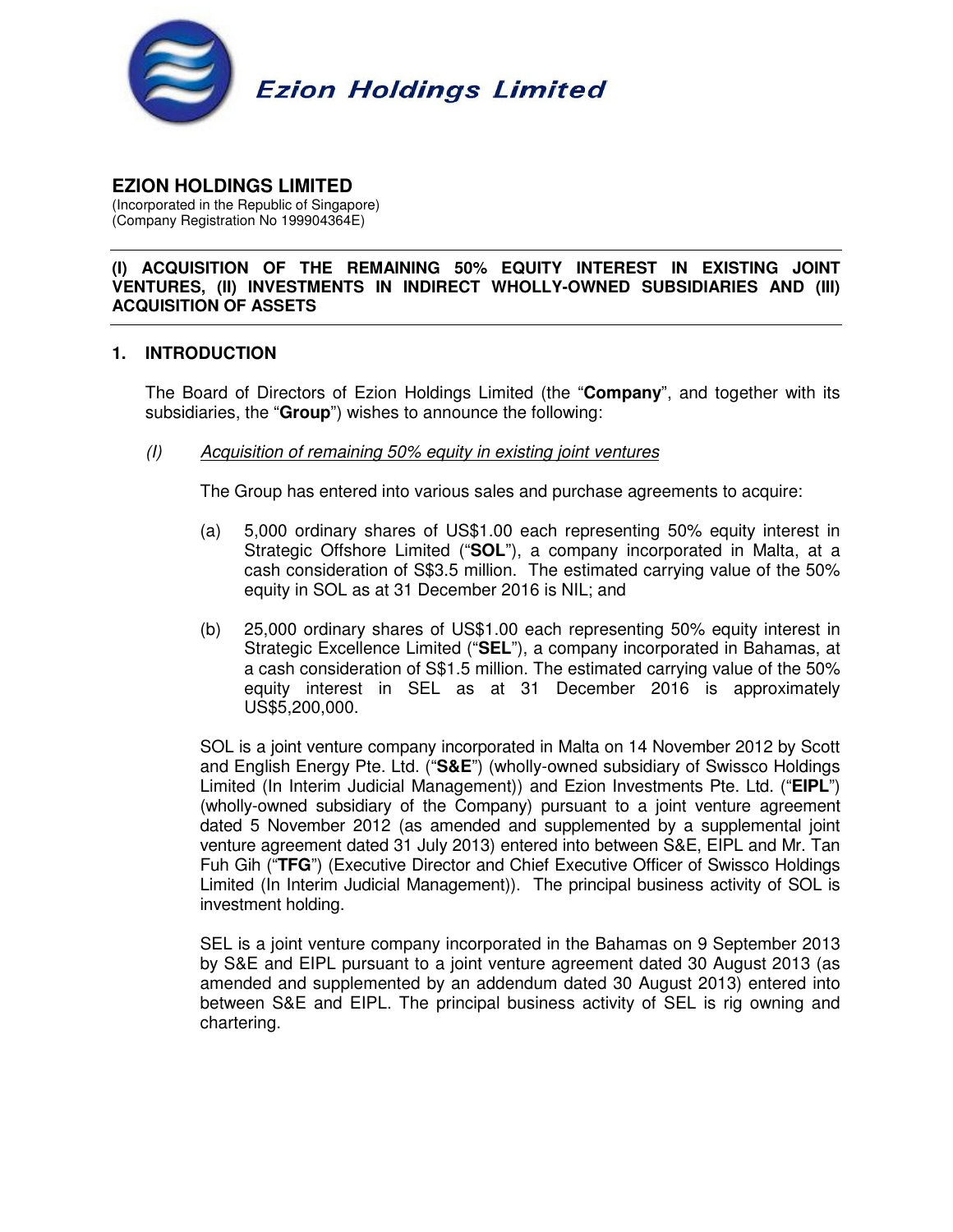Ezion Holdings Limited

# EZION HOLDINGS LIMITED

(Incorporated in the Republic of Singapore)
(Company Registration No 199904364E)

---

**(I) ACQUISITION OF THE REMAINING 50% EQUITY INTEREST IN EXISTING JOINT VENTURES, (II) INVESTMENTS IN INDIRECT WHOLLY-OWNED SUBSIDIARIES AND (III) ACQUISITION OF ASSETS**

---

## 1. INTRODUCTION

The Board of Directors of Ezion Holdings Limited (the "**Company**", and together with its subsidiaries, the "**Group**") wishes to announce the following:

*(I)* *Acquisition of remaining 50% equity in existing joint ventures*

The Group has entered into various sales and purchase agreements to acquire:

(a) 5,000 ordinary shares of US$1.00 each representing 50% equity interest in Strategic Offshore Limited ("**SOL**"), a company incorporated in Malta, at a cash consideration of S$3.5 million. The estimated carrying value of the 50% equity in SOL as at 31 December 2016 is NIL; and

(b) 25,000 ordinary shares of US$1.00 each representing 50% equity interest in Strategic Excellence Limited ("**SEL**"), a company incorporated in Bahamas, at a cash consideration of S$1.5 million. The estimated carrying value of the 50% equity interest in SEL as at 31 December 2016 is approximately US$5,200,000.

SOL is a joint venture company incorporated in Malta on 14 November 2012 by Scott and English Energy Pte. Ltd. ("**S&E**") (wholly-owned subsidiary of Swissco Holdings Limited (In Interim Judicial Management)) and Ezion Investments Pte. Ltd. ("**EIPL**") (wholly-owned subsidiary of the Company) pursuant to a joint venture agreement dated 5 November 2012 (as amended and supplemented by a supplemental joint venture agreement dated 31 July 2013) entered into between S&E, EIPL and Mr. Tan Fuh Gih ("**TFG**") (Executive Director and Chief Executive Officer of Swissco Holdings Limited (In Interim Judicial Management)). The principal business activity of SOL is investment holding.

SEL is a joint venture company incorporated in the Bahamas on 9 September 2013 by S&E and EIPL pursuant to a joint venture agreement dated 30 August 2013 (as amended and supplemented by an addendum dated 30 August 2013) entered into between S&E and EIPL. The principal business activity of SEL is rig owning and chartering.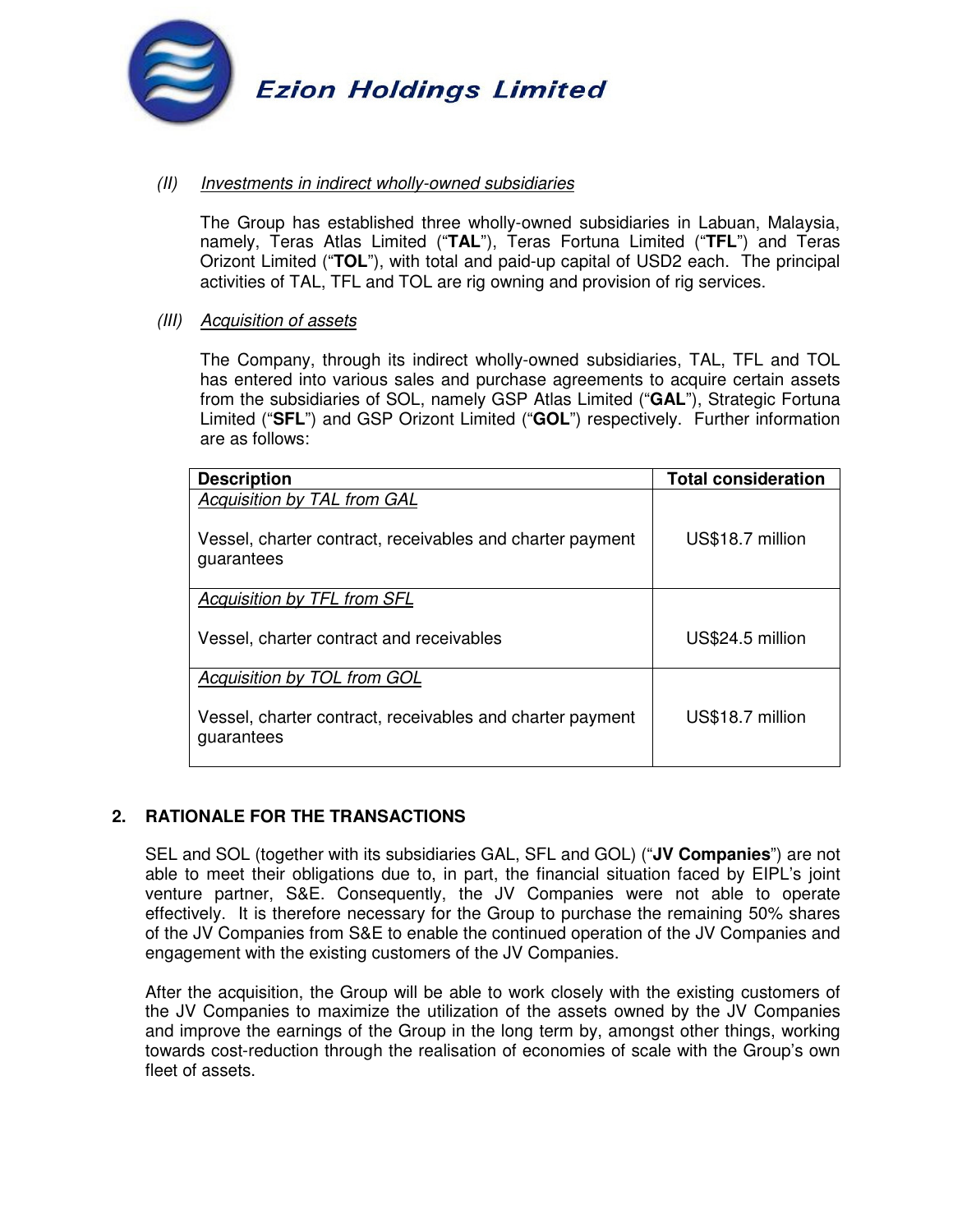*(II)* *Investments in indirect wholly-owned subsidiaries*

The Group has established three wholly-owned subsidiaries in Labuan, Malaysia, namely, Teras Atlas Limited ("**TAL**"), Teras Fortuna Limited ("**TFL**") and Teras Orizont Limited ("**TOL**"), with total and paid-up capital of USD2 each. The principal activities of TAL, TFL and TOL are rig owning and provision of rig services.

*(III)* *Acquisition of assets*

The Company, through its indirect wholly-owned subsidiaries, TAL, TFL and TOL has entered into various sales and purchase agreements to acquire certain assets from the subsidiaries of SOL, namely GSP Atlas Limited ("**GAL**"), Strategic Fortuna Limited ("**SFL**") and GSP Orizont Limited ("**GOL**") respectively. Further information are as follows:

| **Description** | **Total consideration** |
|---|---|
| *Acquisition by TAL from GAL*<br><br>Vessel, charter contract, receivables and charter payment guarantees | US$18.7 million |
| *Acquisition by TFL from SFL*<br><br>Vessel, charter contract and receivables | US$24.5 million |
| *Acquisition by TOL from GOL*<br><br>Vessel, charter contract, receivables and charter payment guarantees | US$18.7 million |

## 2. RATIONALE FOR THE TRANSACTIONS

SEL and SOL (together with its subsidiaries GAL, SFL and GOL) ("**JV Companies**") are not able to meet their obligations due to, in part, the financial situation faced by EIPL's joint venture partner, S&E. Consequently, the JV Companies were not able to operate effectively. It is therefore necessary for the Group to purchase the remaining 50% shares of the JV Companies from S&E to enable the continued operation of the JV Companies and engagement with the existing customers of the JV Companies.

After the acquisition, the Group will be able to work closely with the existing customers of the JV Companies to maximize the utilization of the assets owned by the JV Companies and improve the earnings of the Group in the long term by, amongst other things, working towards cost-reduction through the realisation of economies of scale with the Group's own fleet of assets.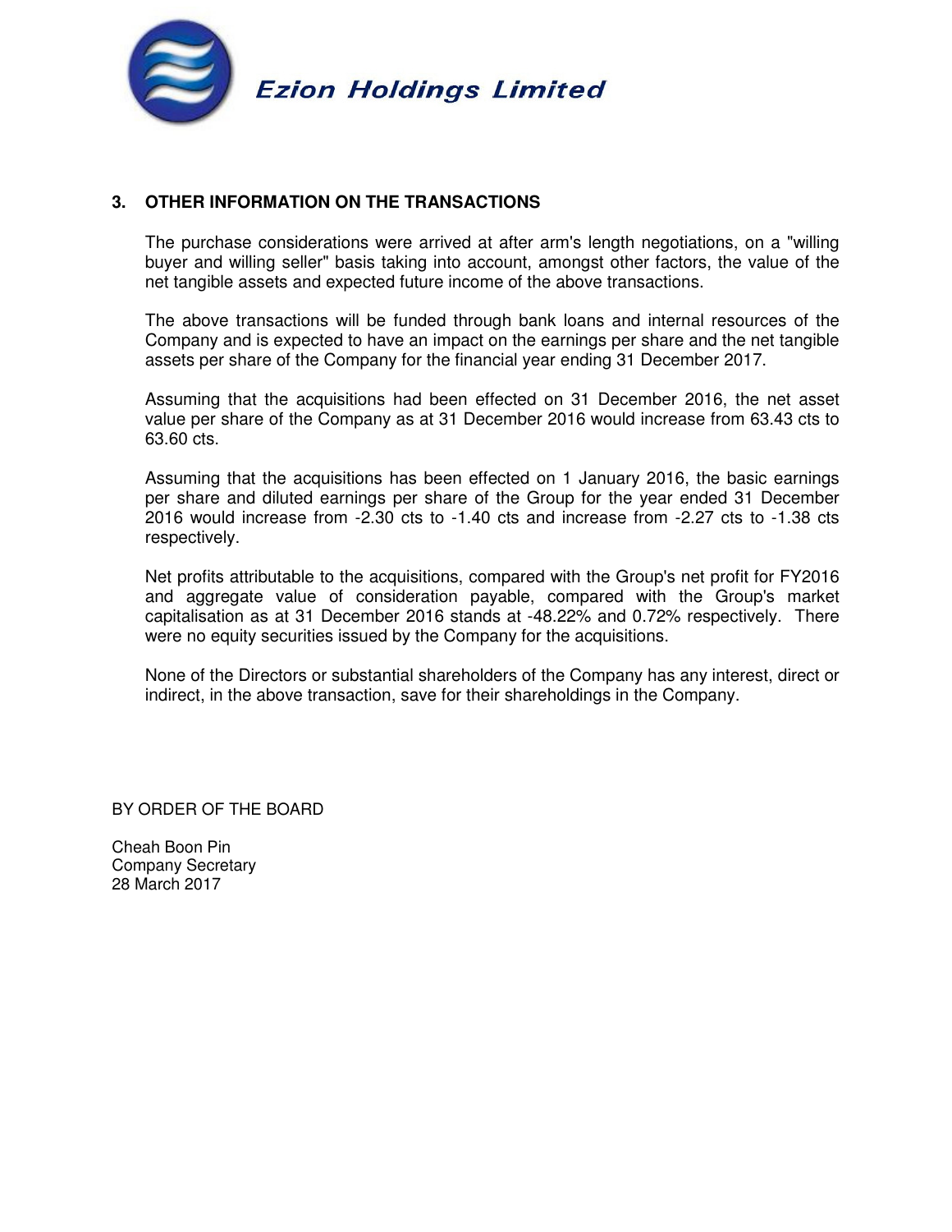Ezion Holdings Limited

## 3. OTHER INFORMATION ON THE TRANSACTIONS

The purchase considerations were arrived at after arm's length negotiations, on a "willing buyer and willing seller" basis taking into account, amongst other factors, the value of the net tangible assets and expected future income of the above transactions.

The above transactions will be funded through bank loans and internal resources of the Company and is expected to have an impact on the earnings per share and the net tangible assets per share of the Company for the financial year ending 31 December 2017.

Assuming that the acquisitions had been effected on 31 December 2016, the net asset value per share of the Company as at 31 December 2016 would increase from 63.43 cts to 63.60 cts.

Assuming that the acquisitions has been effected on 1 January 2016, the basic earnings per share and diluted earnings per share of the Group for the year ended 31 December 2016 would increase from -2.30 cts to -1.40 cts and increase from -2.27 cts to -1.38 cts respectively.

Net profits attributable to the acquisitions, compared with the Group's net profit for FY2016 and aggregate value of consideration payable, compared with the Group's market capitalisation as at 31 December 2016 stands at -48.22% and 0.72% respectively. There were no equity securities issued by the Company for the acquisitions.

None of the Directors or substantial shareholders of the Company has any interest, direct or indirect, in the above transaction, save for their shareholdings in the Company.

BY ORDER OF THE BOARD

Cheah Boon Pin
Company Secretary
28 March 2017